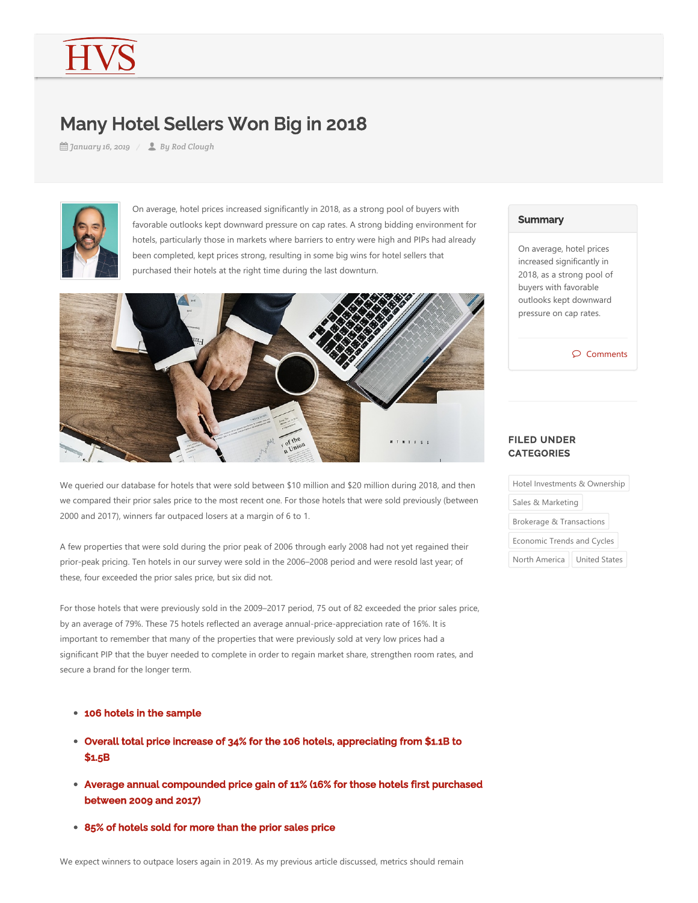# Many Hotel Sellers Won Big in 2018

*January 16, 2019* / *By Rod Clough*

On average, hotel prices increased significantly in 2018, as a strong pool of buyers with favorable outlooks kept downward pressure on cap rates. A strong bidding environment for hotels, particularly those in markets where barriers to entry were high and PIPs had already been completed, kept prices strong, resulting in some big wins for hotel sellers that purchased their hotels at the right time during the last downturn.

We queried our database for hotels that were sold between $10 million and $20 million during 2018, and then we compared their prior sales price to the most recent one. For those hotels that were sold previously (between 2000 and 2017), winners far outpaced losers at a margin of 6 to 1.

A few properties that were sold during the prior peak of 2006 through early 2008 had not yet regained their prior-peak pricing. Ten hotels in our survey were sold in the 2006–2008 period and were resold last year; of these, four exceeded the prior sales price, but six did not.

For those hotels that were previously sold in the 2009–2017 period, 75 out of 82 exceeded the prior sales price, by an average of 79%. These 75 hotels reflected an average annual-price-appreciation rate of 16%. It is important to remember that many of the properties that were previously sold at very low prices had a significant PIP that the buyer needed to complete in order to regain market share, strengthen room rates, and secure a brand for the longer term.

- **106 hotels in the sample**
- **Overall total price increase of 34% for the 106 hotels, appreciating from $1.1B to $1.5B**
- **Average annual compounded price gain of 11% (16% for those hotels first purchased between 2009 and 2017)**
- **85% of hotels sold for more than the prior sales price**

We expect winners to outpace losers again in 2019. As my previous article discussed, metrics should remain

## Summary

On average, hotel prices increased significantly in 2018, as a strong pool of buyers with favorable outlooks kept downward pressure on cap rates.

Comments

## FILED UNDER CATEGORIES

Hotel Investments & Ownership
Sales & Marketing
Brokerage & Transactions
Economic Trends and Cycles
North America
United States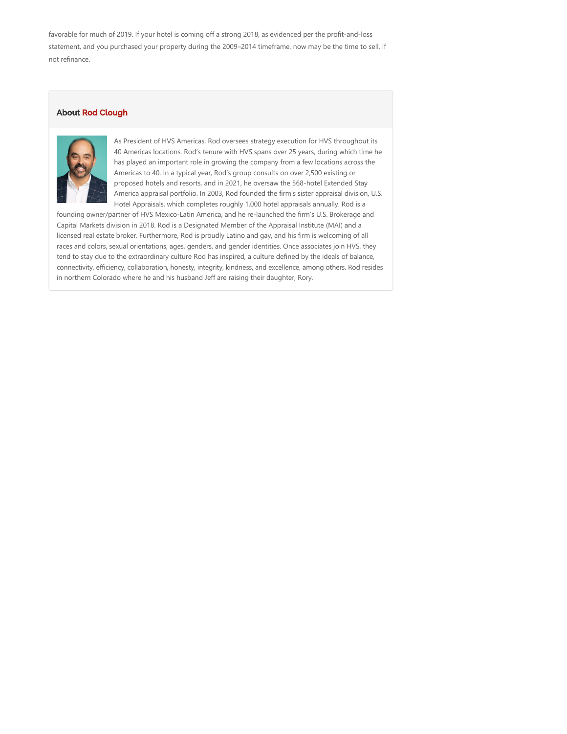favorable for much of 2019. If your hotel is coming off a strong 2018, as evidenced per the profit-and-loss statement, and you purchased your property during the 2009–2014 timeframe, now may be the time to sell, if not refinance.

### About Rod Clough

As President of HVS Americas, Rod oversees strategy execution for HVS throughout its 40 Americas locations. Rod's tenure with HVS spans over 25 years, during which time he has played an important role in growing the company from a few locations across the Americas to 40. In a typical year, Rod's group consults on over 2,500 existing or proposed hotels and resorts, and in 2021, he oversaw the 568-hotel Extended Stay America appraisal portfolio. In 2003, Rod founded the firm's sister appraisal division, U.S. Hotel Appraisals, which completes roughly 1,000 hotel appraisals annually. Rod is a founding owner/partner of HVS Mexico-Latin America, and he re-launched the firm's U.S. Brokerage and Capital Markets division in 2018. Rod is a Designated Member of the Appraisal Institute (MAI) and a licensed real estate broker. Furthermore, Rod is proudly Latino and gay, and his firm is welcoming of all races and colors, sexual orientations, ages, genders, and gender identities. Once associates join HVS, they tend to stay due to the extraordinary culture Rod has inspired, a culture defined by the ideals of balance, connectivity, efficiency, collaboration, honesty, integrity, kindness, and excellence, among others. Rod resides in northern Colorado where he and his husband Jeff are raising their daughter, Rory.